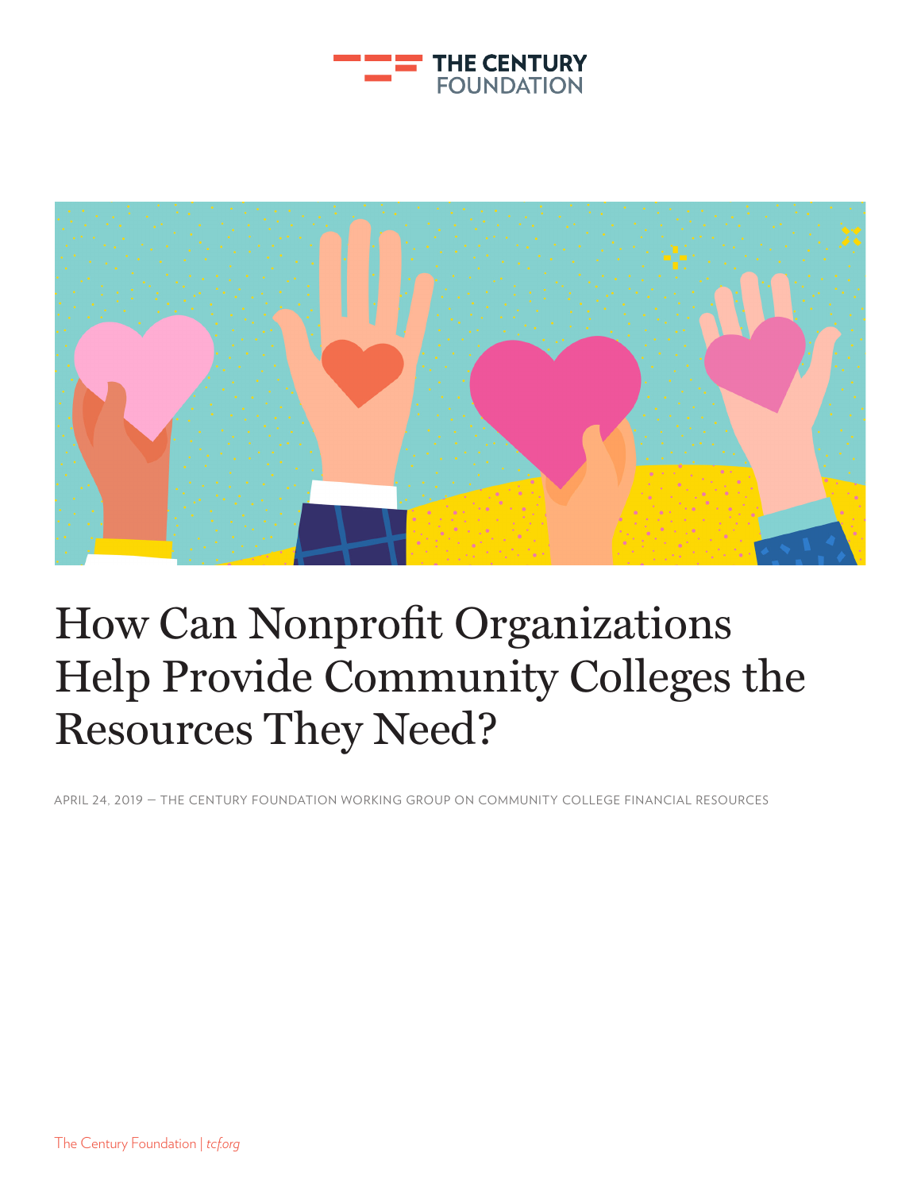# How Can Nonprofit Organizations Help Provide Community Colleges the Resources They Need?

APRIL 24, 2019 — THE CENTURY FOUNDATION WORKING GROUP ON COMMUNITY COLLEGE FINANCIAL RESOURCES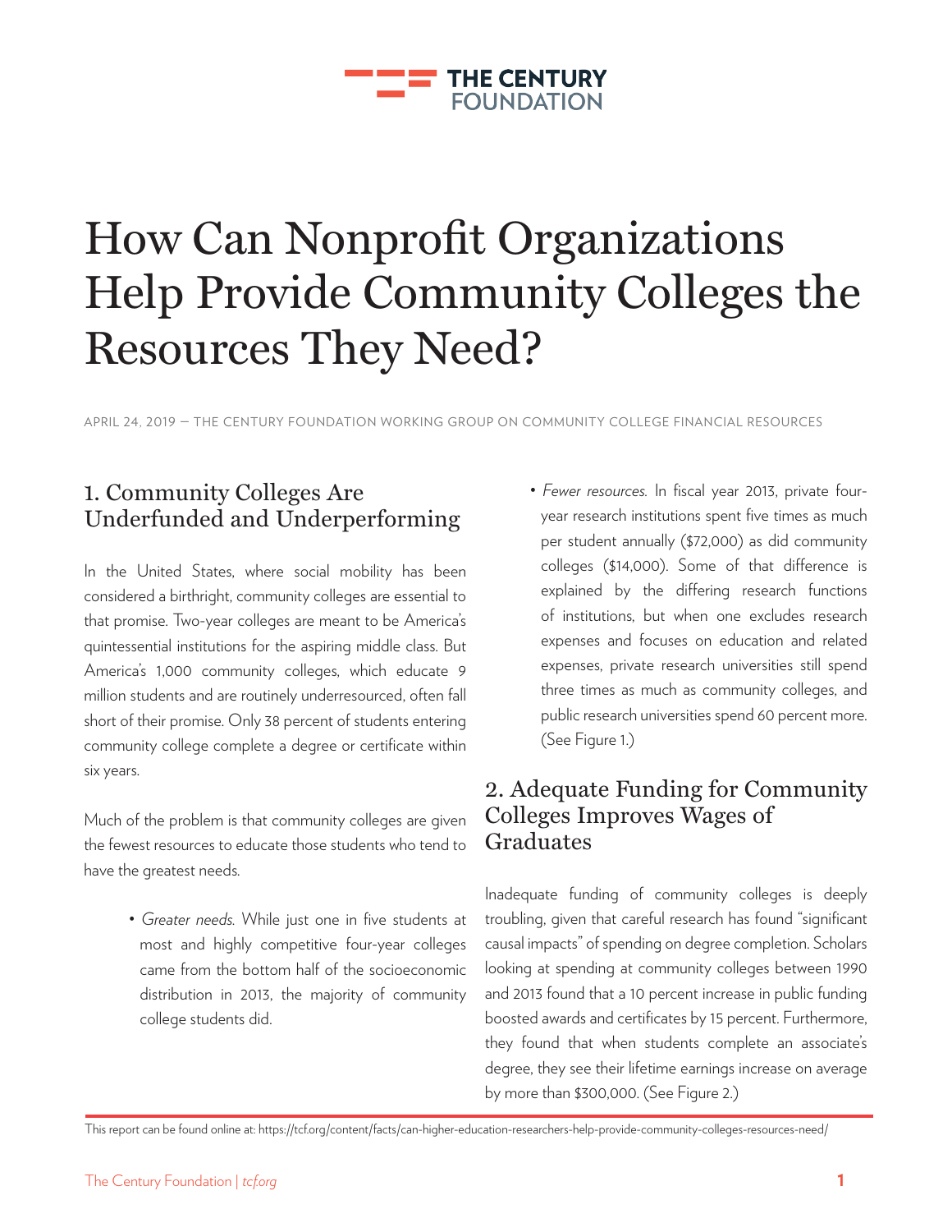# How Can Nonprofit Organizations Help Provide Community Colleges the Resources They Need?

APRIL 24, 2019 — THE CENTURY FOUNDATION WORKING GROUP ON COMMUNITY COLLEGE FINANCIAL RESOURCES

## 1. Community Colleges Are Underfunded and Underperforming

In the United States, where social mobility has been considered a birthright, community colleges are essential to that promise. Two-year colleges are meant to be America's quintessential institutions for the aspiring middle class. But America's 1,000 community colleges, which educate 9 million students and are routinely underresourced, often fall short of their promise. Only 38 percent of students entering community college complete a degree or certificate within six years.

Much of the problem is that community colleges are given the fewest resources to educate those students who tend to have the greatest needs.

- *Greater needs.* While just one in five students at most and highly competitive four-year colleges came from the bottom half of the socioeconomic distribution in 2013, the majority of community college students did.
- *Fewer resources.* In fiscal year 2013, private four-year research institutions spent five times as much per student annually ($72,000) as did community colleges ($14,000). Some of that difference is explained by the differing research functions of institutions, but when one excludes research expenses and focuses on education and related expenses, private research universities still spend three times as much as community colleges, and public research universities spend 60 percent more. (See Figure 1.)

## 2. Adequate Funding for Community Colleges Improves Wages of Graduates

Inadequate funding of community colleges is deeply troubling, given that careful research has found "significant causal impacts" of spending on degree completion. Scholars looking at spending at community colleges between 1990 and 2013 found that a 10 percent increase in public funding boosted awards and certificates by 15 percent. Furthermore, they found that when students complete an associate's degree, they see their lifetime earnings increase on average by more than $300,000. (See Figure 2.)

This report can be found online at: https://tcf.org/content/facts/can-higher-education-researchers-help-provide-community-colleges-resources-need/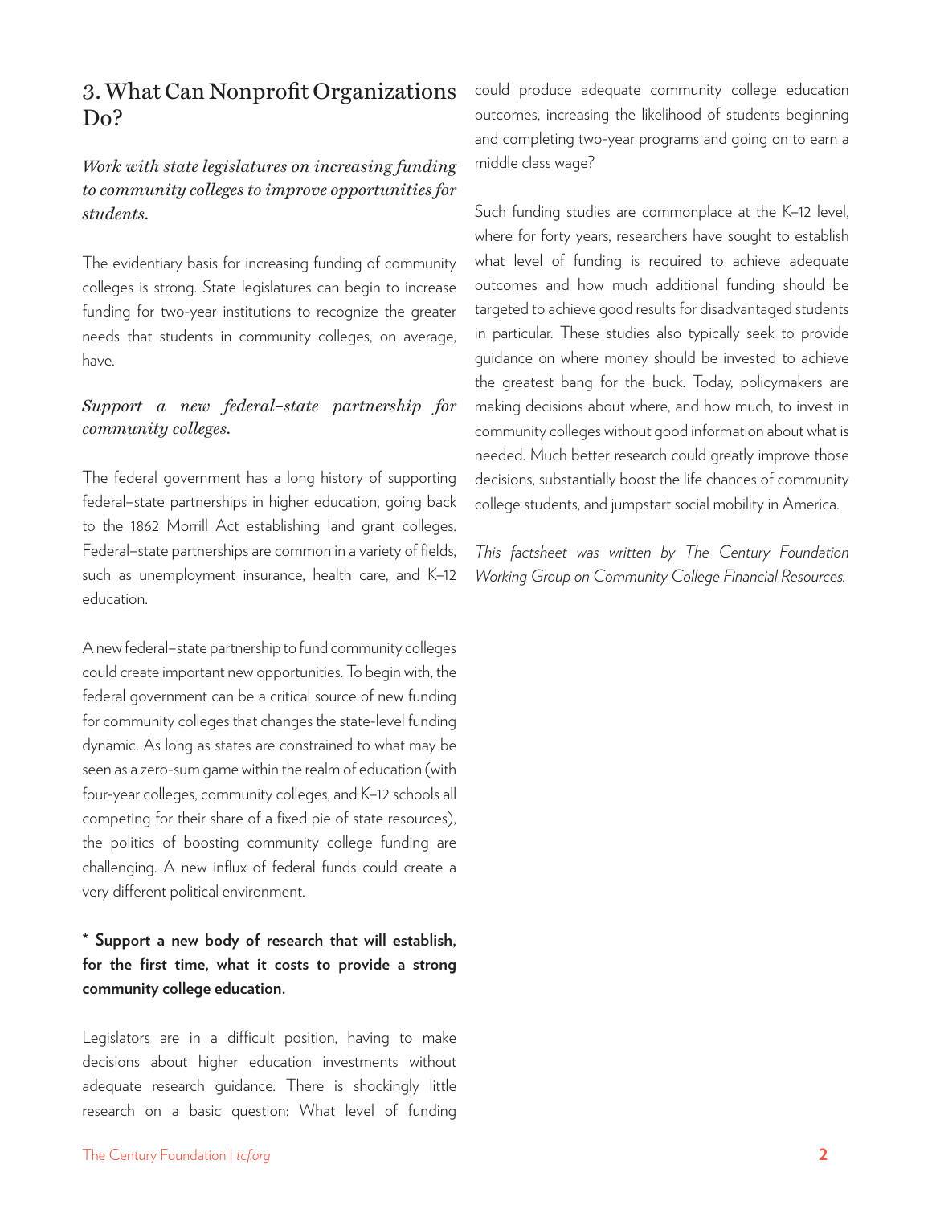## 3. What Can Nonprofit Organizations Do?

*Work with state legislatures on increasing funding to community colleges to improve opportunities for students.*

The evidentiary basis for increasing funding of community colleges is strong. State legislatures can begin to increase funding for two-year institutions to recognize the greater needs that students in community colleges, on average, have.

*Support a new federal–state partnership for community colleges.*

The federal government has a long history of supporting federal–state partnerships in higher education, going back to the 1862 Morrill Act establishing land grant colleges. Federal–state partnerships are common in a variety of fields, such as unemployment insurance, health care, and K–12 education.

A new federal–state partnership to fund community colleges could create important new opportunities. To begin with, the federal government can be a critical source of new funding for community colleges that changes the state-level funding dynamic. As long as states are constrained to what may be seen as a zero-sum game within the realm of education (with four-year colleges, community colleges, and K–12 schools all competing for their share of a fixed pie of state resources), the politics of boosting community college funding are challenging. A new influx of federal funds could create a very different political environment.

**\* Support a new body of research that will establish, for the first time, what it costs to provide a strong community college education.**

Legislators are in a difficult position, having to make decisions about higher education investments without adequate research guidance. There is shockingly little research on a basic question: What level of funding could produce adequate community college education outcomes, increasing the likelihood of students beginning and completing two-year programs and going on to earn a middle class wage?

Such funding studies are commonplace at the K–12 level, where for forty years, researchers have sought to establish what level of funding is required to achieve adequate outcomes and how much additional funding should be targeted to achieve good results for disadvantaged students in particular. These studies also typically seek to provide guidance on where money should be invested to achieve the greatest bang for the buck. Today, policymakers are making decisions about where, and how much, to invest in community colleges without good information about what is needed. Much better research could greatly improve those decisions, substantially boost the life chances of community college students, and jumpstart social mobility in America.

*This factsheet was written by The Century Foundation Working Group on Community College Financial Resources.*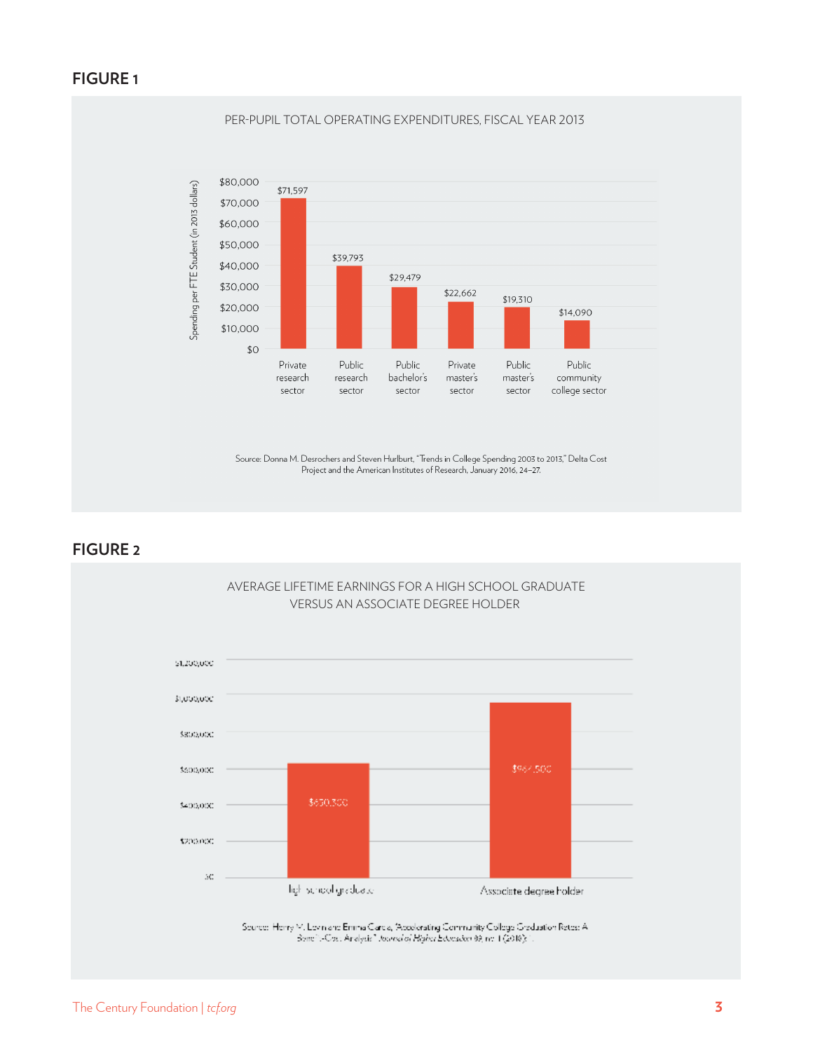## FIGURE 1

PER-PUPIL TOTAL OPERATING EXPENDITURES, FISCAL YEAR 2013

Spending per FTE Student (in 2013 dollars)

$80,000
$70,000
$60,000
$50,000
$40,000
$30,000
$20,000
$10,000
$0

$71,597
$39,793
$29,479
$22,662
$19,310
$14,090

Private research sector
Public research sector
Public bachelor's sector
Private master's sector
Public master's sector
Public community college sector

Source: Donna M. Desrochers and Steven Hurlburt, "Trends in College Spending 2003 to 2013," Delta Cost Project and the American Institutes of Research, January 2016, 24–27.

## FIGURE 2

AVERAGE LIFETIME EARNINGS FOR A HIGH SCHOOL GRADUATE VERSUS AN ASSOCIATE DEGREE HOLDER

$1,200,000
$1,000,000
$800,000
$600,000
$400,000
$200,000
$0

$630,300
$964,500

High school graduate
Associate degree holder

Source: Henry M. Levin and Emma García, "Accelerating Community College Graduation Rates: A Benefit-Cost Analysis," *Journal of Higher Education* 89, no. 1 (2018): 1.